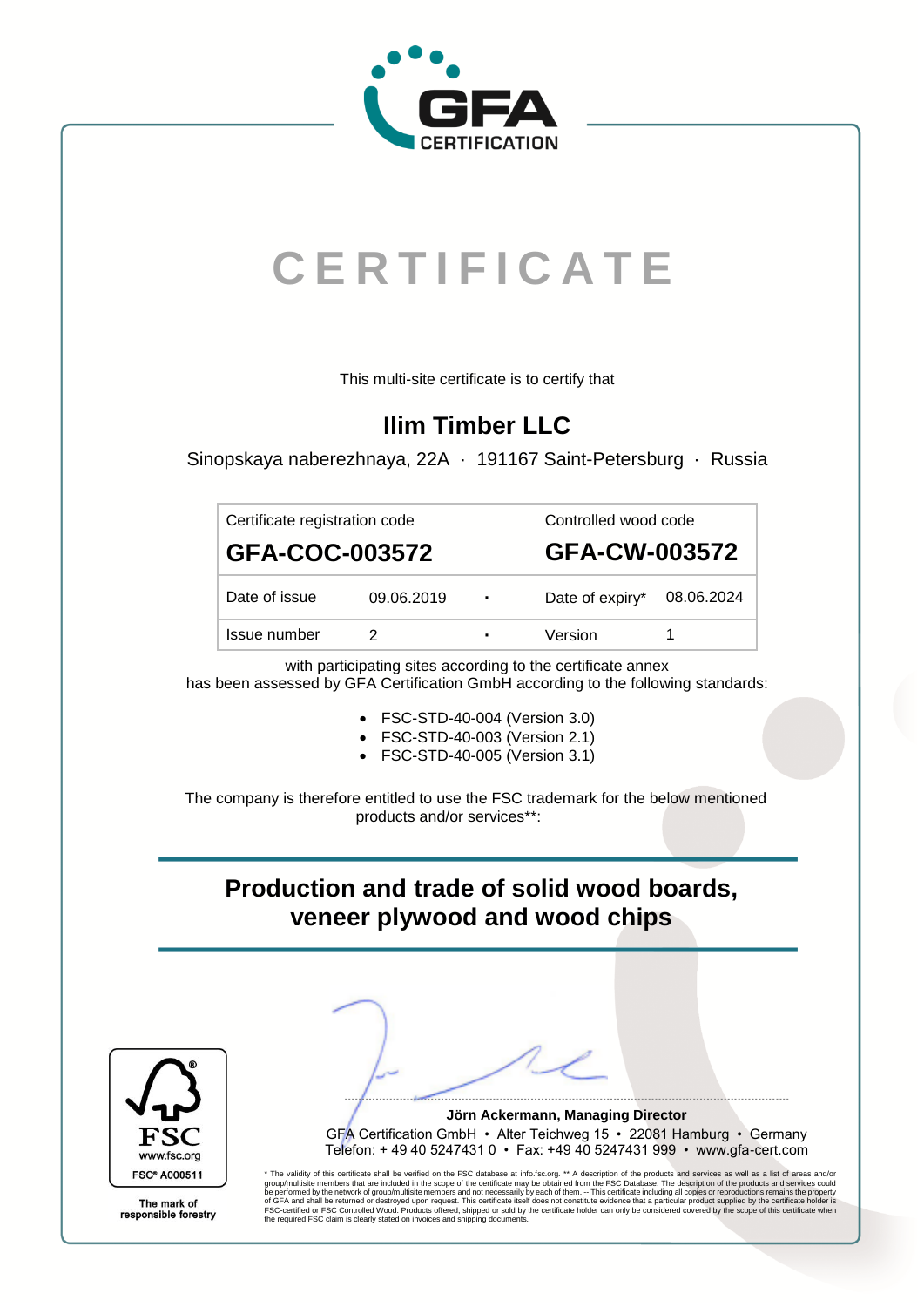GFA CERTIFICATION

# CERTIFICATE

This multi-site certificate is to certify that

## Ilim Timber LLC

Sinopskaya naberezhnaya, 22A · 191167 Saint-Petersburg · Russia

| Certificate registration code | | | Controlled wood code | |
|---|---|---|---|---|
| **GFA-COC-003572** | | | **GFA-CW-003572** | |
| Date of issue | 09.06.2019 | · | Date of expiry* | 08.06.2024 |
| Issue number | 2 | · | Version | 1 |

with participating sites according to the certificate annex
has been assessed by GFA Certification GmbH according to the following standards:

- FSC-STD-40-004 (Version 3.0)
- FSC-STD-40-003 (Version 2.1)
- FSC-STD-40-005 (Version 3.1)

The company is therefore entitled to use the FSC trademark for the below mentioned products and/or services**:

## Production and trade of solid wood boards, veneer plywood and wood chips

FSC
www.fsc.org
FSC® A000511
The mark of responsible forestry

**Jörn Ackermann, Managing Director**

GFA Certification GmbH • Alter Teichweg 15 • 22081 Hamburg • Germany
Telefon: + 49 40 5247431 0 • Fax: +49 40 5247431 999 • www.gfa-cert.com

* The validity of this certificate shall be verified on the FSC database at info.fsc.org. ** A description of the products and services as well as a list of areas and/or group/multisite members that are included in the scope of the certificate may be obtained from the FSC Database. The description of the products and services could be performed by the network of group/multisite members and not necessarily by each of them. -- This certificate including all copies or reproductions remains the property of GFA and shall be returned or destroyed upon request. This certificate itself does not constitute evidence that a particular product supplied by the certificate holder is FSC-certified or FSC Controlled Wood. Products offered, shipped or sold by the certificate holder can only be considered covered by the scope of this certificate when the required FSC claim is clearly stated on invoices and shipping documents.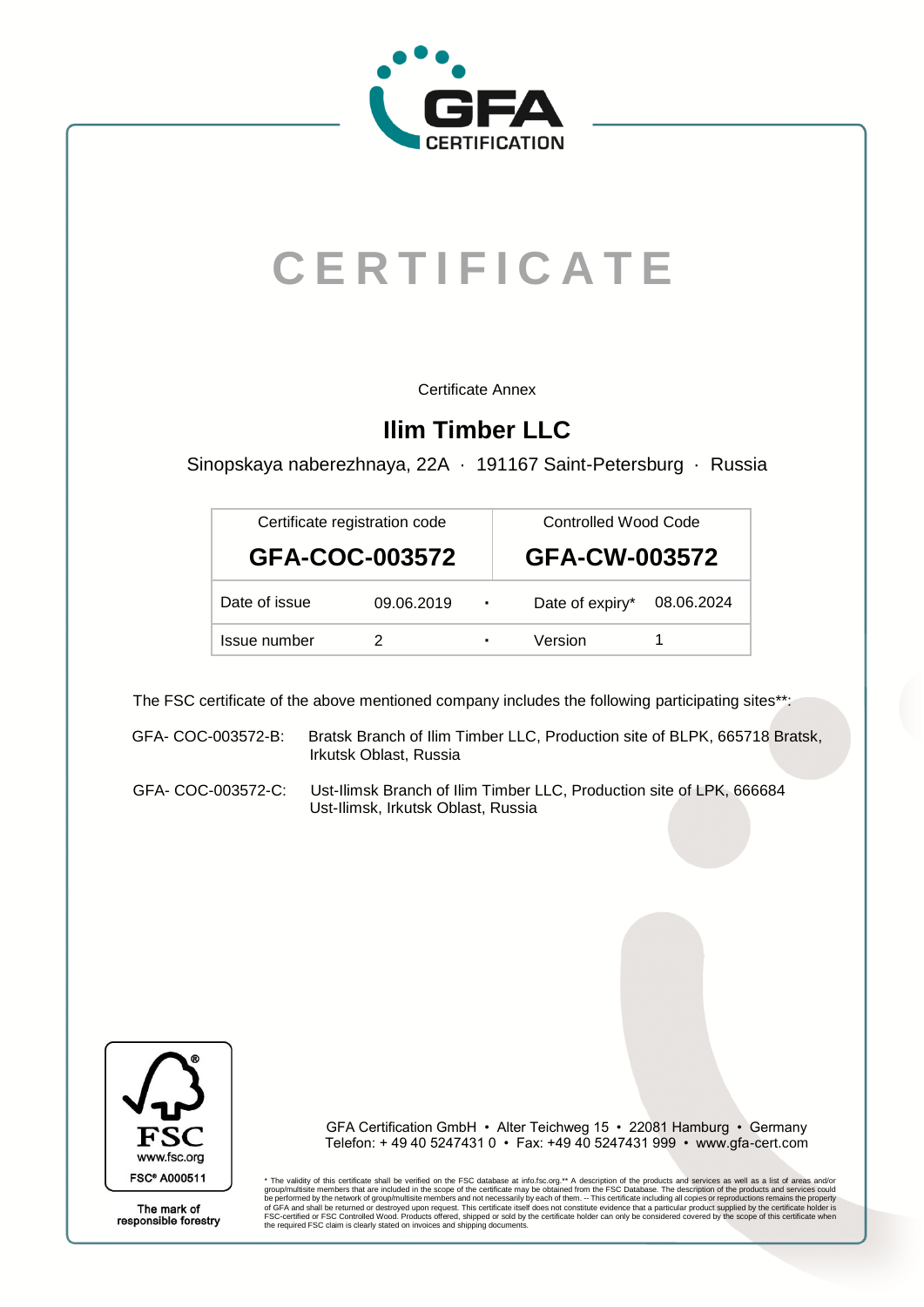GFA CERTIFICATION

# CERTIFICATE

Certificate Annex

## Ilim Timber LLC

Sinopskaya naberezhnaya, 22A · 191167 Saint-Petersburg · Russia

| Certificate registration code | | | Controlled Wood Code | |
|---|---|---|---|---|
| **GFA-COC-003572** | | | **GFA-CW-003572** | |
| Date of issue | 09.06.2019 | ▪ | Date of expiry* | 08.06.2024 |
| Issue number | 2 | ▪ | Version | 1 |

The FSC certificate of the above mentioned company includes the following participating sites**:

GFA- COC-003572-B: Bratsk Branch of Ilim Timber LLC, Production site of BLPK, 665718 Bratsk, Irkutsk Oblast, Russia

GFA- COC-003572-C: Ust-Ilimsk Branch of Ilim Timber LLC, Production site of LPK, 666684 Ust-Ilimsk, Irkutsk Oblast, Russia

FSC
www.fsc.org
FSC® A000511
The mark of responsible forestry

GFA Certification GmbH • Alter Teichweg 15 • 22081 Hamburg • Germany
Telefon: + 49 40 5247431 0 • Fax: +49 40 5247431 999 • www.gfa-cert.com

* The validity of this certificate shall be verified on the FSC database at info.fsc.org.** A description of the products and services as well as a list of areas and/or group/multisite members that are included in the scope of the certificate may be obtained from the FSC Database. The description of the products and services could be performed by the network of group/multisite members and not necessarily by each of them. -- This certificate including all copies or reproductions remains the property of GFA and shall be returned or destroyed upon request. This certificate itself does not constitute evidence that a particular product supplied by the certificate holder is FSC-certified or FSC Controlled Wood. Products offered, shipped or sold by the certificate holder can only be considered covered by the scope of this certificate when the required FSC claim is clearly stated on invoices and shipping documents.